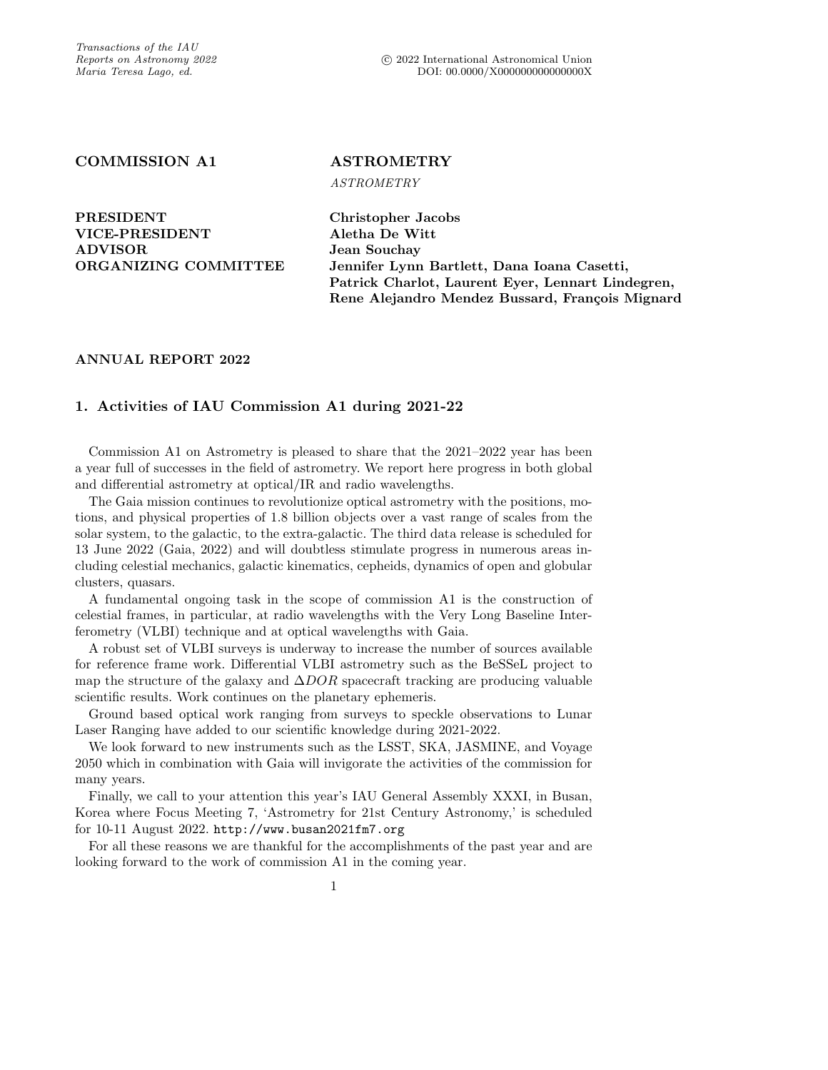Transactions of the IAU
Reports on Astronomy 2022
Maria Teresa Lago, ed.

© 2022 International Astronomical Union
DOI: 00.0000/X000000000000000X

**COMMISSION A1** | **ASTROMETRY**
*ASTROMETRY*

| | |
|---|---|
| **PRESIDENT** | **Christopher Jacobs** |
| **VICE-PRESIDENT** | **Aletha De Witt** |
| **ADVISOR** | **Jean Souchay** |
| **ORGANIZING COMMITTEE** | **Jennifer Lynn Bartlett, Dana Ioana Casetti, Patrick Charlot, Laurent Eyer, Lennart Lindegren, Rene Alejandro Mendez Bussard, François Mignard** |

**ANNUAL REPORT 2022**

## 1. Activities of IAU Commission A1 during 2021-22

Commission A1 on Astrometry is pleased to share that the 2021–2022 year has been a year full of successes in the field of astrometry. We report here progress in both global and differential astrometry at optical/IR and radio wavelengths.

The Gaia mission continues to revolutionize optical astrometry with the positions, motions, and physical properties of 1.8 billion objects over a vast range of scales from the solar system, to the galactic, to the extra-galactic. The third data release is scheduled for 13 June 2022 (Gaia, 2022) and will doubtless stimulate progress in numerous areas including celestial mechanics, galactic kinematics, cepheids, dynamics of open and globular clusters, quasars.

A fundamental ongoing task in the scope of commission A1 is the construction of celestial frames, in particular, at radio wavelengths with the Very Long Baseline Interferometry (VLBI) technique and at optical wavelengths with Gaia.

A robust set of VLBI surveys is underway to increase the number of sources available for reference frame work. Differential VLBI astrometry such as the BeSSeL project to map the structure of the galaxy and $\Delta DOR$ spacecraft tracking are producing valuable scientific results. Work continues on the planetary ephemeris.

Ground based optical work ranging from surveys to speckle observations to Lunar Laser Ranging have added to our scientific knowledge during 2021-2022.

We look forward to new instruments such as the LSST, SKA, JASMINE, and Voyage 2050 which in combination with Gaia will invigorate the activities of the commission for many years.

Finally, we call to your attention this year's IAU General Assembly XXXI, in Busan, Korea where Focus Meeting 7, 'Astrometry for 21st Century Astronomy,' is scheduled for 10-11 August 2022. http://www.busan2021fm7.org

For all these reasons we are thankful for the accomplishments of the past year and are looking forward to the work of commission A1 in the coming year.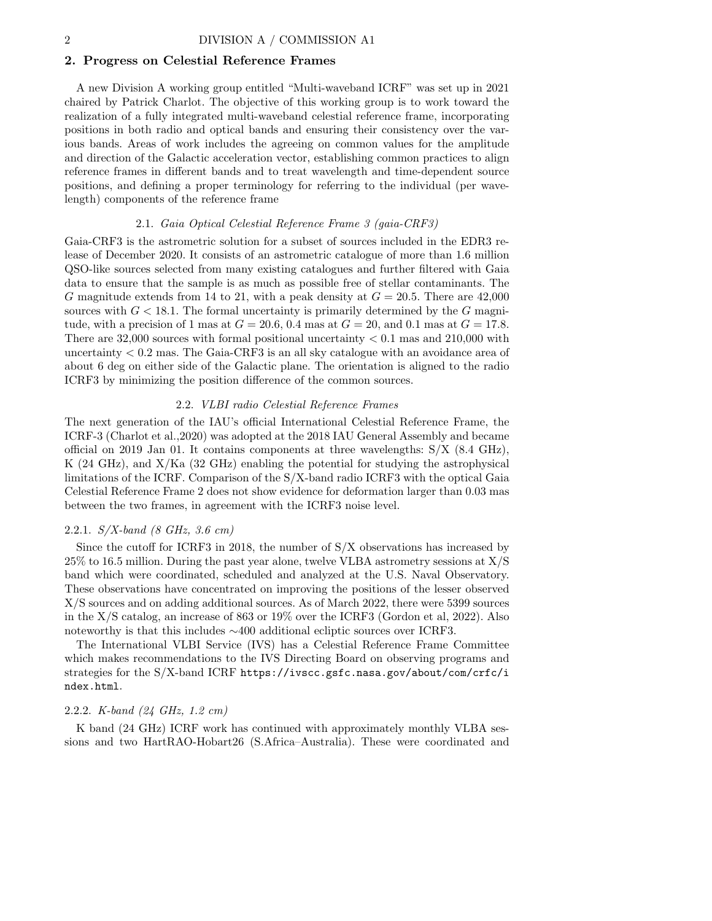## 2. Progress on Celestial Reference Frames

A new Division A working group entitled "Multi-waveband ICRF" was set up in 2021 chaired by Patrick Charlot. The objective of this working group is to work toward the realization of a fully integrated multi-waveband celestial reference frame, incorporating positions in both radio and optical bands and ensuring their consistency over the various bands. Areas of work includes the agreeing on common values for the amplitude and direction of the Galactic acceleration vector, establishing common practices to align reference frames in different bands and to treat wavelength and time-dependent source positions, and defining a proper terminology for referring to the individual (per wavelength) components of the reference frame

### 2.1. *Gaia Optical Celestial Reference Frame 3 (gaia-CRF3)*

Gaia-CRF3 is the astrometric solution for a subset of sources included in the EDR3 release of December 2020. It consists of an astrometric catalogue of more than 1.6 million QSO-like sources selected from many existing catalogues and further filtered with Gaia data to ensure that the sample is as much as possible free of stellar contaminants. The $G$ magnitude extends from 14 to 21, with a peak density at $G = 20.5$. There are 42,000 sources with $G < 18.1$. The formal uncertainty is primarily determined by the $G$ magnitude, with a precision of 1 mas at $G = 20.6$, 0.4 mas at $G = 20$, and 0.1 mas at $G = 17.8$. There are 32,000 sources with formal positional uncertainty $< 0.1$ mas and 210,000 with uncertainty $< 0.2$ mas. The Gaia-CRF3 is an all sky catalogue with an avoidance area of about 6 deg on either side of the Galactic plane. The orientation is aligned to the radio ICRF3 by minimizing the position difference of the common sources.

### 2.2. *VLBI radio Celestial Reference Frames*

The next generation of the IAU's official International Celestial Reference Frame, the ICRF-3 (Charlot et al.,2020) was adopted at the 2018 IAU General Assembly and became official on 2019 Jan 01. It contains components at three wavelengths: S/X (8.4 GHz), K (24 GHz), and X/Ka (32 GHz) enabling the potential for studying the astrophysical limitations of the ICRF. Comparison of the S/X-band radio ICRF3 with the optical Gaia Celestial Reference Frame 2 does not show evidence for deformation larger than 0.03 mas between the two frames, in agreement with the ICRF3 noise level.

#### 2.2.1. *S/X-band (8 GHz, 3.6 cm)*

Since the cutoff for ICRF3 in 2018, the number of S/X observations has increased by 25% to 16.5 million. During the past year alone, twelve VLBA astrometry sessions at X/S band which were coordinated, scheduled and analyzed at the U.S. Naval Observatory. These observations have concentrated on improving the positions of the lesser observed X/S sources and on adding additional sources. As of March 2022, there were 5399 sources in the X/S catalog, an increase of 863 or 19% over the ICRF3 (Gordon et al, 2022). Also noteworthy is that this includes ∼400 additional ecliptic sources over ICRF3.

The International VLBI Service (IVS) has a Celestial Reference Frame Committee which makes recommendations to the IVS Directing Board on observing programs and strategies for the S/X-band ICRF `https://ivscc.gsfc.nasa.gov/about/com/crfc/index.html`.

#### 2.2.2. *K-band (24 GHz, 1.2 cm)*

K band (24 GHz) ICRF work has continued with approximately monthly VLBA sessions and two HartRAO-Hobart26 (S.Africa–Australia). These were coordinated and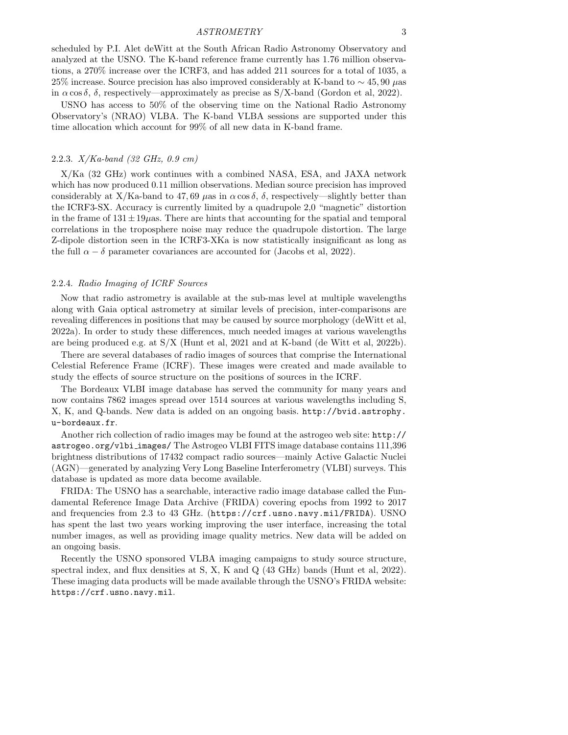scheduled by P.I. Alet deWitt at the South African Radio Astronomy Observatory and analyzed at the USNO. The K-band reference frame currently has 1.76 million observations, a 270% increase over the ICRF3, and has added 211 sources for a total of 1035, a 25% increase. Source precision has also improved considerably at K-band to $\sim 45, 90$ $\mu$as in $\alpha \cos \delta$, $\delta$, respectively—approximately as precise as S/X-band (Gordon et al, 2022).

USNO has access to 50% of the observing time on the National Radio Astronomy Observatory's (NRAO) VLBA. The K-band VLBA sessions are supported under this time allocation which account for 99% of all new data in K-band frame.

#### 2.2.3. *X/Ka-band (32 GHz, 0.9 cm)*

X/Ka (32 GHz) work continues with a combined NASA, ESA, and JAXA network which has now produced 0.11 million observations. Median source precision has improved considerably at X/Ka-band to 47, 69 $\mu$as in $\alpha \cos \delta$, $\delta$, respectively—slightly better than the ICRF3-SX. Accuracy is currently limited by a quadrupole 2,0 "magnetic" distortion in the frame of $131 \pm 19\mu$as. There are hints that accounting for the spatial and temporal correlations in the troposphere noise may reduce the quadrupole distortion. The large Z-dipole distortion seen in the ICRF3-XKa is now statistically insignificant as long as the full $\alpha - \delta$ parameter covariances are accounted for (Jacobs et al, 2022).

#### 2.2.4. *Radio Imaging of ICRF Sources*

Now that radio astrometry is available at the sub-mas level at multiple wavelengths along with Gaia optical astrometry at similar levels of precision, inter-comparisons are revealing differences in positions that may be caused by source morphology (deWitt et al, 2022a). In order to study these differences, much needed images at various wavelengths are being produced e.g. at S/X (Hunt et al, 2021 and at K-band (de Witt et al, 2022b).

There are several databases of radio images of sources that comprise the International Celestial Reference Frame (ICRF). These images were created and made available to study the effects of source structure on the positions of sources in the ICRF.

The Bordeaux VLBI image database has served the community for many years and now contains 7862 images spread over 1514 sources at various wavelengths including S, X, K, and Q-bands. New data is added on an ongoing basis. `http://bvid.astrophy.u-bordeaux.fr`.

Another rich collection of radio images may be found at the astrogeo web site: `http://astrogeo.org/vlbi_images/` The Astrogeo VLBI FITS image database contains 111,396 brightness distributions of 17432 compact radio sources—mainly Active Galactic Nuclei (AGN)—generated by analyzing Very Long Baseline Interferometry (VLBI) surveys. This database is updated as more data become available.

FRIDA: The USNO has a searchable, interactive radio image database called the Fundamental Reference Image Data Archive (FRIDA) covering epochs from 1992 to 2017 and frequencies from 2.3 to 43 GHz. (`https://crf.usno.navy.mil/FRIDA`). USNO has spent the last two years working improving the user interface, increasing the total number images, as well as providing image quality metrics. New data will be added on an ongoing basis.

Recently the USNO sponsored VLBA imaging campaigns to study source structure, spectral index, and flux densities at S, X, K and Q (43 GHz) bands (Hunt et al, 2022). These imaging data products will be made available through the USNO's FRIDA website: `https://crf.usno.navy.mil`.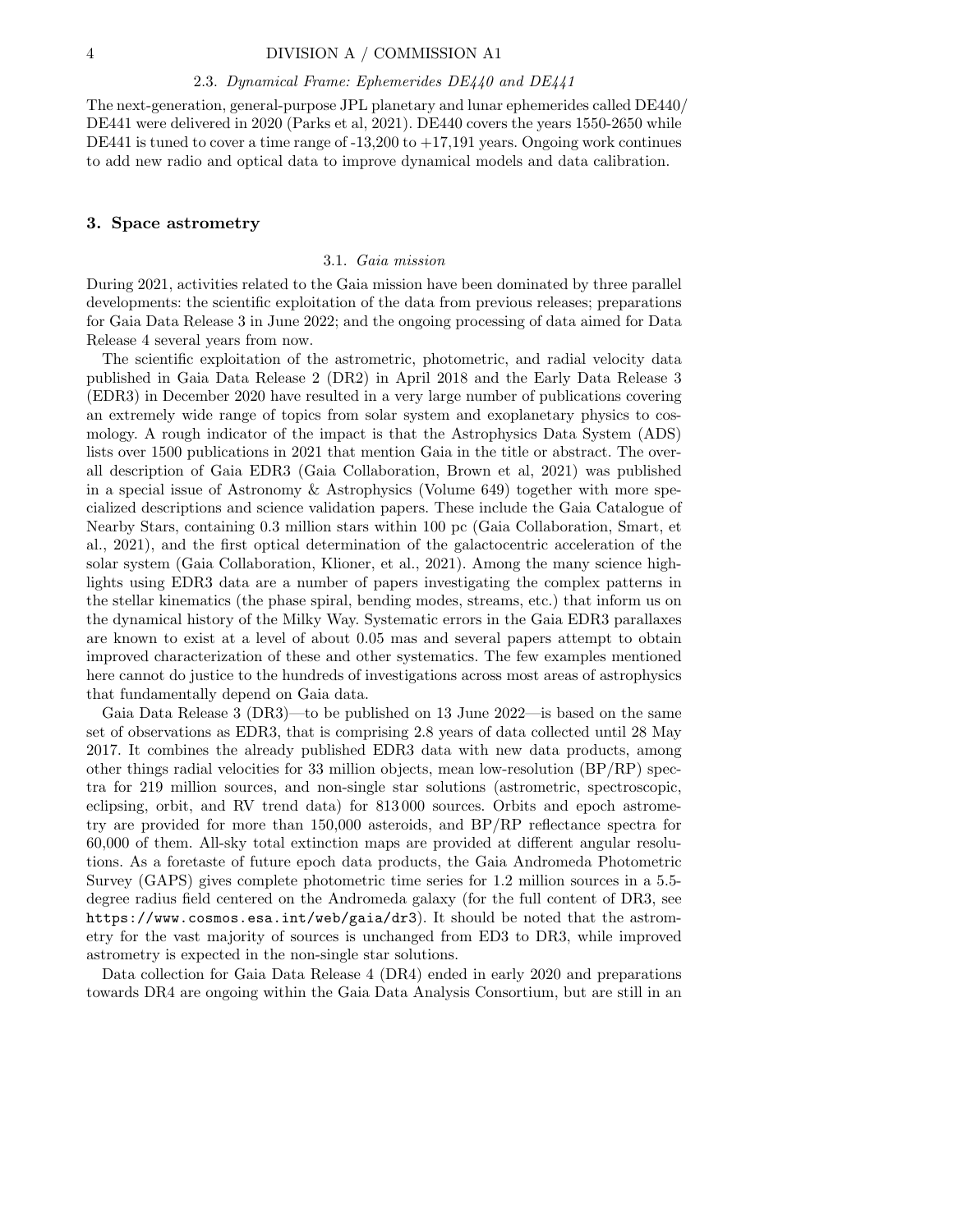### 2.3. *Dynamical Frame: Ephemerides DE440 and DE441*

The next-generation, general-purpose JPL planetary and lunar ephemerides called DE440/ DE441 were delivered in 2020 (Parks et al, 2021). DE440 covers the years 1550-2650 while DE441 is tuned to cover a time range of -13,200 to +17,191 years. Ongoing work continues to add new radio and optical data to improve dynamical models and data calibration.

## 3. Space astrometry

### 3.1. *Gaia mission*

During 2021, activities related to the Gaia mission have been dominated by three parallel developments: the scientific exploitation of the data from previous releases; preparations for Gaia Data Release 3 in June 2022; and the ongoing processing of data aimed for Data Release 4 several years from now.

The scientific exploitation of the astrometric, photometric, and radial velocity data published in Gaia Data Release 2 (DR2) in April 2018 and the Early Data Release 3 (EDR3) in December 2020 have resulted in a very large number of publications covering an extremely wide range of topics from solar system and exoplanetary physics to cosmology. A rough indicator of the impact is that the Astrophysics Data System (ADS) lists over 1500 publications in 2021 that mention Gaia in the title or abstract. The overall description of Gaia EDR3 (Gaia Collaboration, Brown et al, 2021) was published in a special issue of Astronomy & Astrophysics (Volume 649) together with more specialized descriptions and science validation papers. These include the Gaia Catalogue of Nearby Stars, containing 0.3 million stars within 100 pc (Gaia Collaboration, Smart, et al., 2021), and the first optical determination of the galactocentric acceleration of the solar system (Gaia Collaboration, Klioner, et al., 2021). Among the many science highlights using EDR3 data are a number of papers investigating the complex patterns in the stellar kinematics (the phase spiral, bending modes, streams, etc.) that inform us on the dynamical history of the Milky Way. Systematic errors in the Gaia EDR3 parallaxes are known to exist at a level of about 0.05 mas and several papers attempt to obtain improved characterization of these and other systematics. The few examples mentioned here cannot do justice to the hundreds of investigations across most areas of astrophysics that fundamentally depend on Gaia data.

Gaia Data Release 3 (DR3)—to be published on 13 June 2022—is based on the same set of observations as EDR3, that is comprising 2.8 years of data collected until 28 May 2017. It combines the already published EDR3 data with new data products, among other things radial velocities for 33 million objects, mean low-resolution (BP/RP) spectra for 219 million sources, and non-single star solutions (astrometric, spectroscopic, eclipsing, orbit, and RV trend data) for 813 000 sources. Orbits and epoch astrometry are provided for more than 150,000 asteroids, and BP/RP reflectance spectra for 60,000 of them. All-sky total extinction maps are provided at different angular resolutions. As a foretaste of future epoch data products, the Gaia Andromeda Photometric Survey (GAPS) gives complete photometric time series for 1.2 million sources in a 5.5-degree radius field centered on the Andromeda galaxy (for the full content of DR3, see `https://www.cosmos.esa.int/web/gaia/dr3`). It should be noted that the astrometry for the vast majority of sources is unchanged from ED3 to DR3, while improved astrometry is expected in the non-single star solutions.

Data collection for Gaia Data Release 4 (DR4) ended in early 2020 and preparations towards DR4 are ongoing within the Gaia Data Analysis Consortium, but are still in an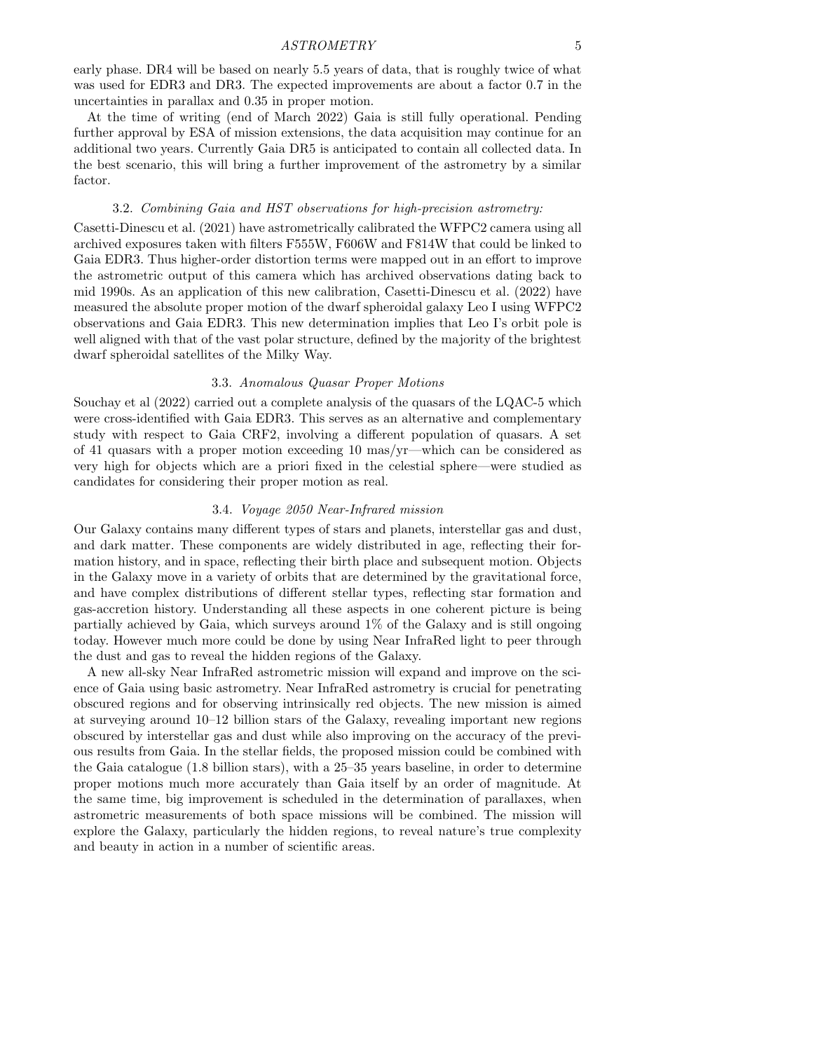early phase. DR4 will be based on nearly 5.5 years of data, that is roughly twice of what was used for EDR3 and DR3. The expected improvements are about a factor 0.7 in the uncertainties in parallax and 0.35 in proper motion.

At the time of writing (end of March 2022) Gaia is still fully operational. Pending further approval by ESA of mission extensions, the data acquisition may continue for an additional two years. Currently Gaia DR5 is anticipated to contain all collected data. In the best scenario, this will bring a further improvement of the astrometry by a similar factor.

### 3.2. *Combining Gaia and HST observations for high-precision astrometry:*

Casetti-Dinescu et al. (2021) have astrometrically calibrated the WFPC2 camera using all archived exposures taken with filters F555W, F606W and F814W that could be linked to Gaia EDR3. Thus higher-order distortion terms were mapped out in an effort to improve the astrometric output of this camera which has archived observations dating back to mid 1990s. As an application of this new calibration, Casetti-Dinescu et al. (2022) have measured the absolute proper motion of the dwarf spheroidal galaxy Leo I using WFPC2 observations and Gaia EDR3. This new determination implies that Leo I's orbit pole is well aligned with that of the vast polar structure, defined by the majority of the brightest dwarf spheroidal satellites of the Milky Way.

### 3.3. *Anomalous Quasar Proper Motions*

Souchay et al (2022) carried out a complete analysis of the quasars of the LQAC-5 which were cross-identified with Gaia EDR3. This serves as an alternative and complementary study with respect to Gaia CRF2, involving a different population of quasars. A set of 41 quasars with a proper motion exceeding 10 mas/yr—which can be considered as very high for objects which are a priori fixed in the celestial sphere—were studied as candidates for considering their proper motion as real.

### 3.4. *Voyage 2050 Near-Infrared mission*

Our Galaxy contains many different types of stars and planets, interstellar gas and dust, and dark matter. These components are widely distributed in age, reflecting their formation history, and in space, reflecting their birth place and subsequent motion. Objects in the Galaxy move in a variety of orbits that are determined by the gravitational force, and have complex distributions of different stellar types, reflecting star formation and gas-accretion history. Understanding all these aspects in one coherent picture is being partially achieved by Gaia, which surveys around 1% of the Galaxy and is still ongoing today. However much more could be done by using Near InfraRed light to peer through the dust and gas to reveal the hidden regions of the Galaxy.

A new all-sky Near InfraRed astrometric mission will expand and improve on the science of Gaia using basic astrometry. Near InfraRed astrometry is crucial for penetrating obscured regions and for observing intrinsically red objects. The new mission is aimed at surveying around 10–12 billion stars of the Galaxy, revealing important new regions obscured by interstellar gas and dust while also improving on the accuracy of the previous results from Gaia. In the stellar fields, the proposed mission could be combined with the Gaia catalogue (1.8 billion stars), with a 25–35 years baseline, in order to determine proper motions much more accurately than Gaia itself by an order of magnitude. At the same time, big improvement is scheduled in the determination of parallaxes, when astrometric measurements of both space missions will be combined. The mission will explore the Galaxy, particularly the hidden regions, to reveal nature's true complexity and beauty in action in a number of scientific areas.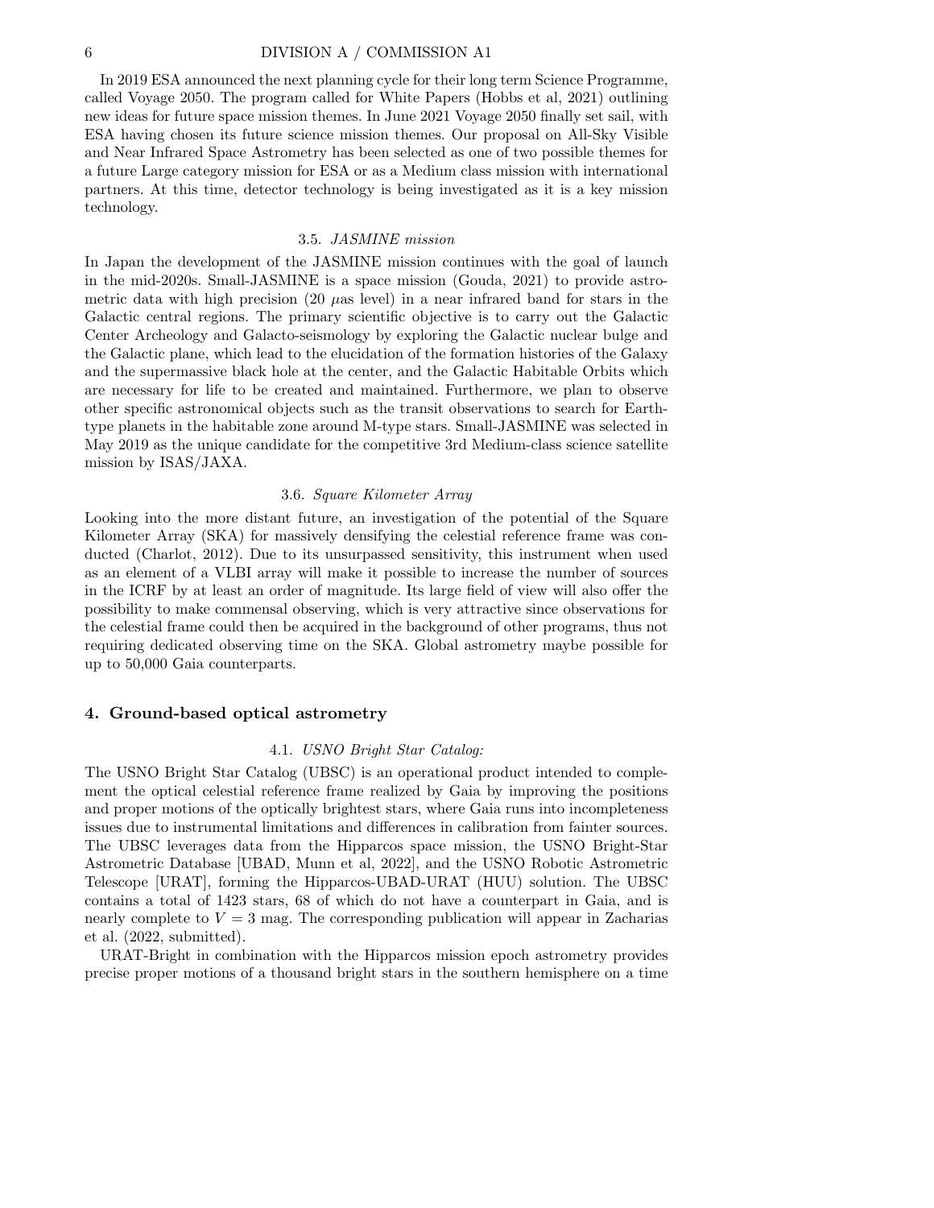In 2019 ESA announced the next planning cycle for their long term Science Programme, called Voyage 2050. The program called for White Papers (Hobbs et al, 2021) outlining new ideas for future space mission themes. In June 2021 Voyage 2050 finally set sail, with ESA having chosen its future science mission themes. Our proposal on All-Sky Visible and Near Infrared Space Astrometry has been selected as one of two possible themes for a future Large category mission for ESA or as a Medium class mission with international partners. At this time, detector technology is being investigated as it is a key mission technology.

### 3.5. *JASMINE mission*

In Japan the development of the JASMINE mission continues with the goal of launch in the mid-2020s. Small-JASMINE is a space mission (Gouda, 2021) to provide astrometric data with high precision (20 $\mu$as level) in a near infrared band for stars in the Galactic central regions. The primary scientific objective is to carry out the Galactic Center Archeology and Galacto-seismology by exploring the Galactic nuclear bulge and the Galactic plane, which lead to the elucidation of the formation histories of the Galaxy and the supermassive black hole at the center, and the Galactic Habitable Orbits which are necessary for life to be created and maintained. Furthermore, we plan to observe other specific astronomical objects such as the transit observations to search for Earth-type planets in the habitable zone around M-type stars. Small-JASMINE was selected in May 2019 as the unique candidate for the competitive 3rd Medium-class science satellite mission by ISAS/JAXA.

### 3.6. *Square Kilometer Array*

Looking into the more distant future, an investigation of the potential of the Square Kilometer Array (SKA) for massively densifying the celestial reference frame was conducted (Charlot, 2012). Due to its unsurpassed sensitivity, this instrument when used as an element of a VLBI array will make it possible to increase the number of sources in the ICRF by at least an order of magnitude. Its large field of view will also offer the possibility to make commensal observing, which is very attractive since observations for the celestial frame could then be acquired in the background of other programs, thus not requiring dedicated observing time on the SKA. Global astrometry maybe possible for up to 50,000 Gaia counterparts.

## 4. Ground-based optical astrometry

### 4.1. *USNO Bright Star Catalog:*

The USNO Bright Star Catalog (UBSC) is an operational product intended to complement the optical celestial reference frame realized by Gaia by improving the positions and proper motions of the optically brightest stars, where Gaia runs into incompleteness issues due to instrumental limitations and differences in calibration from fainter sources. The UBSC leverages data from the Hipparcos space mission, the USNO Bright-Star Astrometric Database [UBAD, Munn et al, 2022], and the USNO Robotic Astrometric Telescope [URAT], forming the Hipparcos-UBAD-URAT (HUU) solution. The UBSC contains a total of 1423 stars, 68 of which do not have a counterpart in Gaia, and is nearly complete to $V = 3$ mag. The corresponding publication will appear in Zacharias et al. (2022, submitted).

URAT-Bright in combination with the Hipparcos mission epoch astrometry provides precise proper motions of a thousand bright stars in the southern hemisphere on a time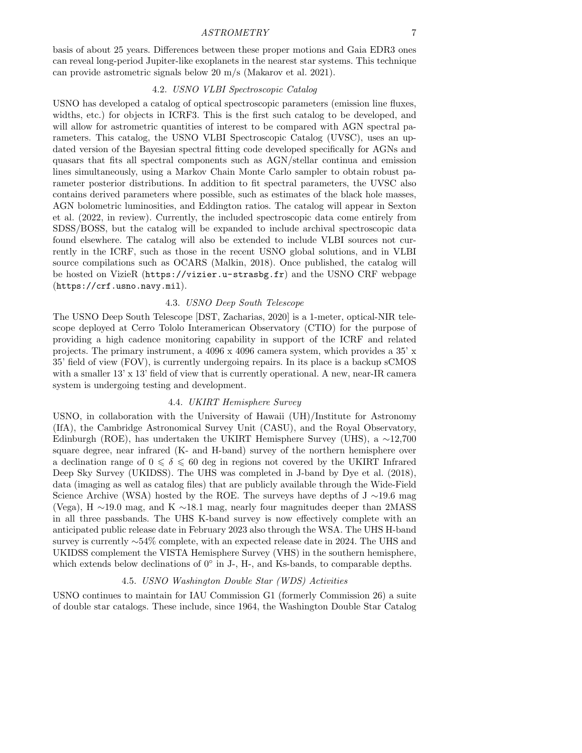basis of about 25 years. Differences between these proper motions and Gaia EDR3 ones can reveal long-period Jupiter-like exoplanets in the nearest star systems. This technique can provide astrometric signals below 20 m/s (Makarov et al. 2021).

### 4.2. *USNO VLBI Spectroscopic Catalog*

USNO has developed a catalog of optical spectroscopic parameters (emission line fluxes, widths, etc.) for objects in ICRF3. This is the first such catalog to be developed, and will allow for astrometric quantities of interest to be compared with AGN spectral parameters. This catalog, the USNO VLBI Spectroscopic Catalog (UVSC), uses an updated version of the Bayesian spectral fitting code developed specifically for AGNs and quasars that fits all spectral components such as AGN/stellar continua and emission lines simultaneously, using a Markov Chain Monte Carlo sampler to obtain robust parameter posterior distributions. In addition to fit spectral parameters, the UVSC also contains derived parameters where possible, such as estimates of the black hole masses, AGN bolometric luminosities, and Eddington ratios. The catalog will appear in Sexton et al. (2022, in review). Currently, the included spectroscopic data come entirely from SDSS/BOSS, but the catalog will be expanded to include archival spectroscopic data found elsewhere. The catalog will also be extended to include VLBI sources not currently in the ICRF, such as those in the recent USNO global solutions, and in VLBI source compilations such as OCARS (Malkin, 2018). Once published, the catalog will be hosted on VizieR (`https://vizier.u-strasbg.fr`) and the USNO CRF webpage (`https://crf.usno.navy.mil`).

### 4.3. *USNO Deep South Telescope*

The USNO Deep South Telescope [DST, Zacharias, 2020] is a 1-meter, optical-NIR telescope deployed at Cerro Tololo Interamerican Observatory (CTIO) for the purpose of providing a high cadence monitoring capability in support of the ICRF and related projects. The primary instrument, a 4096 x 4096 camera system, which provides a 35' x 35' field of view (FOV), is currently undergoing repairs. In its place is a backup sCMOS with a smaller 13' x 13' field of view that is currently operational. A new, near-IR camera system is undergoing testing and development.

### 4.4. *UKIRT Hemisphere Survey*

USNO, in collaboration with the University of Hawaii (UH)/Institute for Astronomy (IfA), the Cambridge Astronomical Survey Unit (CASU), and the Royal Observatory, Edinburgh (ROE), has undertaken the UKIRT Hemisphere Survey (UHS), a ∼12,700 square degree, near infrared (K- and H-band) survey of the northern hemisphere over a declination range of $0 \leqslant \delta \leqslant 60$ deg in regions not covered by the UKIRT Infrared Deep Sky Survey (UKIDSS). The UHS was completed in J-band by Dye et al. (2018), data (imaging as well as catalog files) that are publicly available through the Wide-Field Science Archive (WSA) hosted by the ROE. The surveys have depths of J ∼19.6 mag (Vega), H ∼19.0 mag, and K ∼18.1 mag, nearly four magnitudes deeper than 2MASS in all three passbands. The UHS K-band survey is now effectively complete with an anticipated public release date in February 2023 also through the WSA. The UHS H-band survey is currently ∼54% complete, with an expected release date in 2024. The UHS and UKIDSS complement the VISTA Hemisphere Survey (VHS) in the southern hemisphere, which extends below declinations of $0^\circ$ in J-, H-, and Ks-bands, to comparable depths.

### 4.5. *USNO Washington Double Star (WDS) Activities*

USNO continues to maintain for IAU Commission G1 (formerly Commission 26) a suite of double star catalogs. These include, since 1964, the Washington Double Star Catalog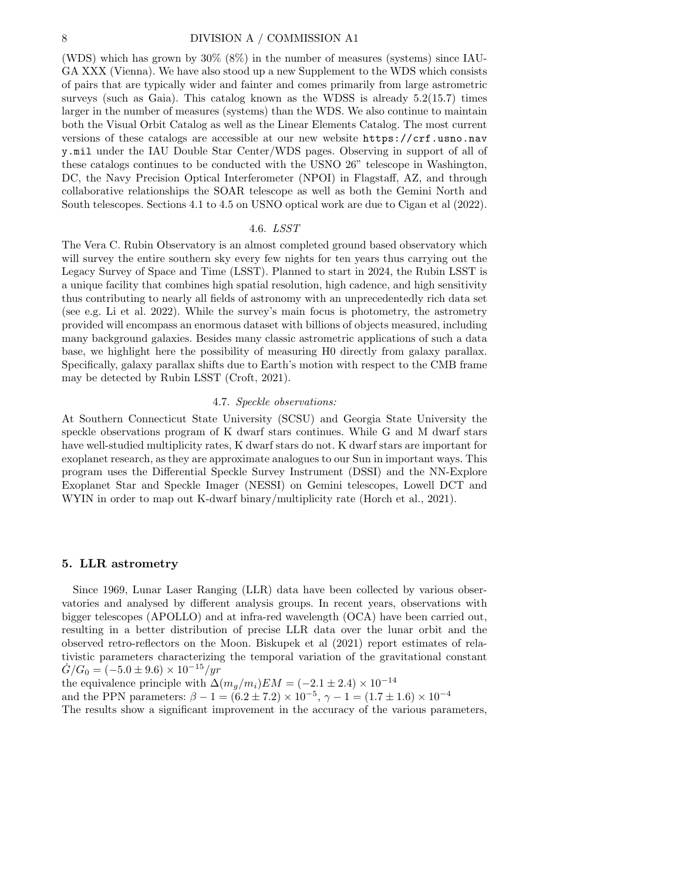(WDS) which has grown by 30% (8%) in the number of measures (systems) since IAU-GA XXX (Vienna). We have also stood up a new Supplement to the WDS which consists of pairs that are typically wider and fainter and comes primarily from large astrometric surveys (such as Gaia). This catalog known as the WDSS is already 5.2(15.7) times larger in the number of measures (systems) than the WDS. We also continue to maintain both the Visual Orbit Catalog as well as the Linear Elements Catalog. The most current versions of these catalogs are accessible at our new website `https://crf.usno.navy.mil` under the IAU Double Star Center/WDS pages. Observing in support of all of these catalogs continues to be conducted with the USNO 26" telescope in Washington, DC, the Navy Precision Optical Interferometer (NPOI) in Flagstaff, AZ, and through collaborative relationships the SOAR telescope as well as both the Gemini North and South telescopes. Sections 4.1 to 4.5 on USNO optical work are due to Cigan et al (2022).

### 4.6. *LSST*

The Vera C. Rubin Observatory is an almost completed ground based observatory which will survey the entire southern sky every few nights for ten years thus carrying out the Legacy Survey of Space and Time (LSST). Planned to start in 2024, the Rubin LSST is a unique facility that combines high spatial resolution, high cadence, and high sensitivity thus contributing to nearly all fields of astronomy with an unprecedentedly rich data set (see e.g. Li et al. 2022). While the survey's main focus is photometry, the astrometry provided will encompass an enormous dataset with billions of objects measured, including many background galaxies. Besides many classic astrometric applications of such a data base, we highlight here the possibility of measuring H0 directly from galaxy parallax. Specifically, galaxy parallax shifts due to Earth's motion with respect to the CMB frame may be detected by Rubin LSST (Croft, 2021).

### 4.7. *Speckle observations:*

At Southern Connecticut State University (SCSU) and Georgia State University the speckle observations program of K dwarf stars continues. While G and M dwarf stars have well-studied multiplicity rates, K dwarf stars do not. K dwarf stars are important for exoplanet research, as they are approximate analogues to our Sun in important ways. This program uses the Differential Speckle Survey Instrument (DSSI) and the NN-Explore Exoplanet Star and Speckle Imager (NESSI) on Gemini telescopes, Lowell DCT and WYIN in order to map out K-dwarf binary/multiplicity rate (Horch et al., 2021).

## 5. LLR astrometry

Since 1969, Lunar Laser Ranging (LLR) data have been collected by various observatories and analysed by different analysis groups. In recent years, observations with bigger telescopes (APOLLO) and at infra-red wavelength (OCA) have been carried out, resulting in a better distribution of precise LLR data over the lunar orbit and the observed retro-reflectors on the Moon. Biskupek et al (2021) report estimates of relativistic parameters characterizing the temporal variation of the gravitational constant $\dot{G}/G_0 = (-5.0 \pm 9.6) \times 10^{-15}/yr$

the equivalence principle with $\Delta(m_g/m_i)EM = (-2.1 \pm 2.4) \times 10^{-14}$

and the PPN parameters: $\beta - 1 = (6.2 \pm 7.2) \times 10^{-5}$, $\gamma - 1 = (1.7 \pm 1.6) \times 10^{-4}$

The results show a significant improvement in the accuracy of the various parameters,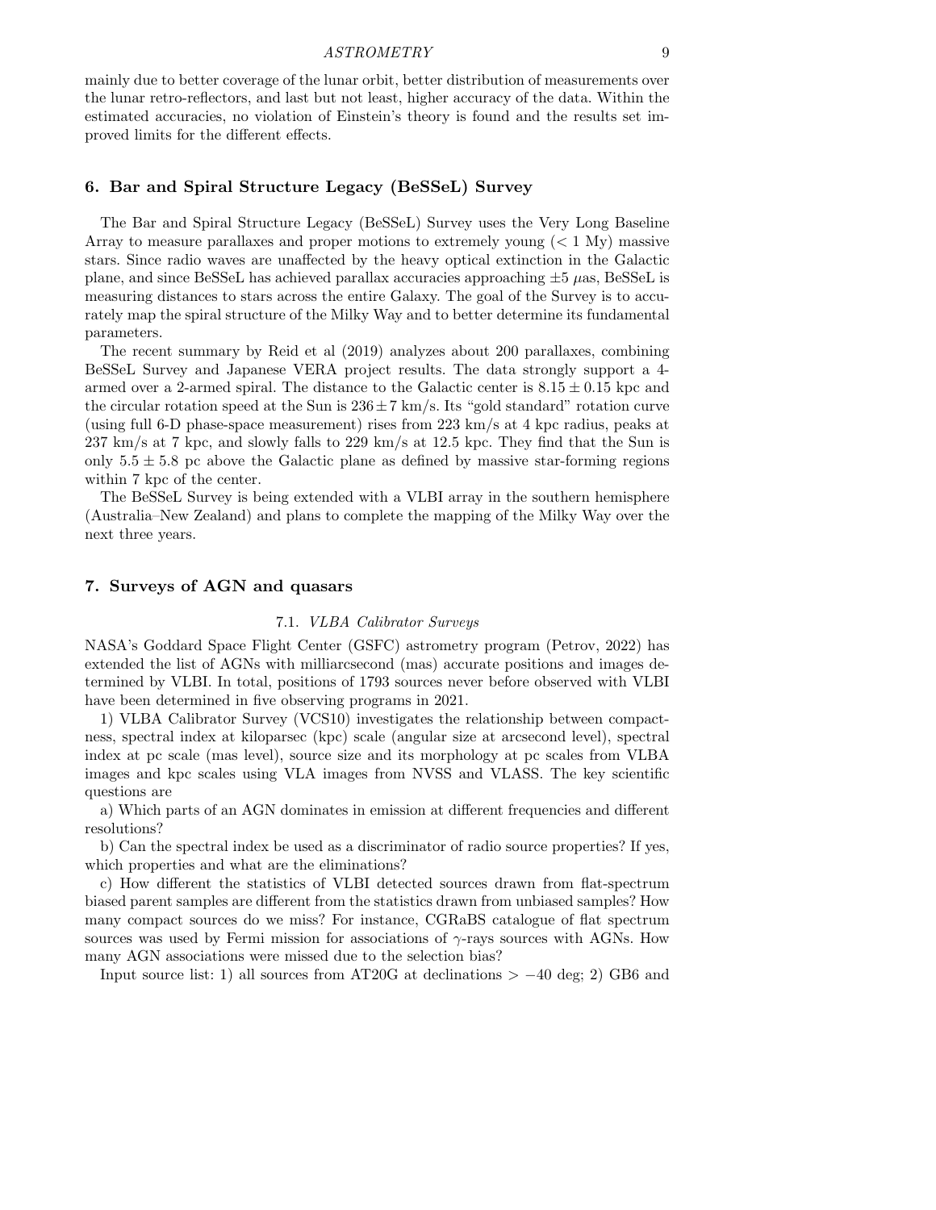mainly due to better coverage of the lunar orbit, better distribution of measurements over the lunar retro-reflectors, and last but not least, higher accuracy of the data. Within the estimated accuracies, no violation of Einstein's theory is found and the results set improved limits for the different effects.

## 6. Bar and Spiral Structure Legacy (BeSSeL) Survey

The Bar and Spiral Structure Legacy (BeSSeL) Survey uses the Very Long Baseline Array to measure parallaxes and proper motions to extremely young ($< 1$ My) massive stars. Since radio waves are unaffected by the heavy optical extinction in the Galactic plane, and since BeSSeL has achieved parallax accuracies approaching $\pm 5$ $\mu$as, BeSSeL is measuring distances to stars across the entire Galaxy. The goal of the Survey is to accurately map the spiral structure of the Milky Way and to better determine its fundamental parameters.

The recent summary by Reid et al (2019) analyzes about 200 parallaxes, combining BeSSeL Survey and Japanese VERA project results. The data strongly support a 4-armed over a 2-armed spiral. The distance to the Galactic center is $8.15 \pm 0.15$ kpc and the circular rotation speed at the Sun is $236 \pm 7$ km/s. Its "gold standard" rotation curve (using full 6-D phase-space measurement) rises from 223 km/s at 4 kpc radius, peaks at 237 km/s at 7 kpc, and slowly falls to 229 km/s at 12.5 kpc. They find that the Sun is only $5.5 \pm 5.8$ pc above the Galactic plane as defined by massive star-forming regions within 7 kpc of the center.

The BeSSeL Survey is being extended with a VLBI array in the southern hemisphere (Australia–New Zealand) and plans to complete the mapping of the Milky Way over the next three years.

## 7. Surveys of AGN and quasars

### 7.1. *VLBA Calibrator Surveys*

NASA's Goddard Space Flight Center (GSFC) astrometry program (Petrov, 2022) has extended the list of AGNs with milliarcsecond (mas) accurate positions and images determined by VLBI. In total, positions of 1793 sources never before observed with VLBI have been determined in five observing programs in 2021.

1) VLBA Calibrator Survey (VCS10) investigates the relationship between compactness, spectral index at kiloparsec (kpc) scale (angular size at arcsecond level), spectral index at pc scale (mas level), source size and its morphology at pc scales from VLBA images and kpc scales using VLA images from NVSS and VLASS. The key scientific questions are

a) Which parts of an AGN dominates in emission at different frequencies and different resolutions?

b) Can the spectral index be used as a discriminator of radio source properties? If yes, which properties and what are the eliminations?

c) How different the statistics of VLBI detected sources drawn from flat-spectrum biased parent samples are different from the statistics drawn from unbiased samples? How many compact sources do we miss? For instance, CGRaBS catalogue of flat spectrum sources was used by Fermi mission for associations of $\gamma$-rays sources with AGNs. How many AGN associations were missed due to the selection bias?

Input source list: 1) all sources from AT20G at declinations $> -40$ deg; 2) GB6 and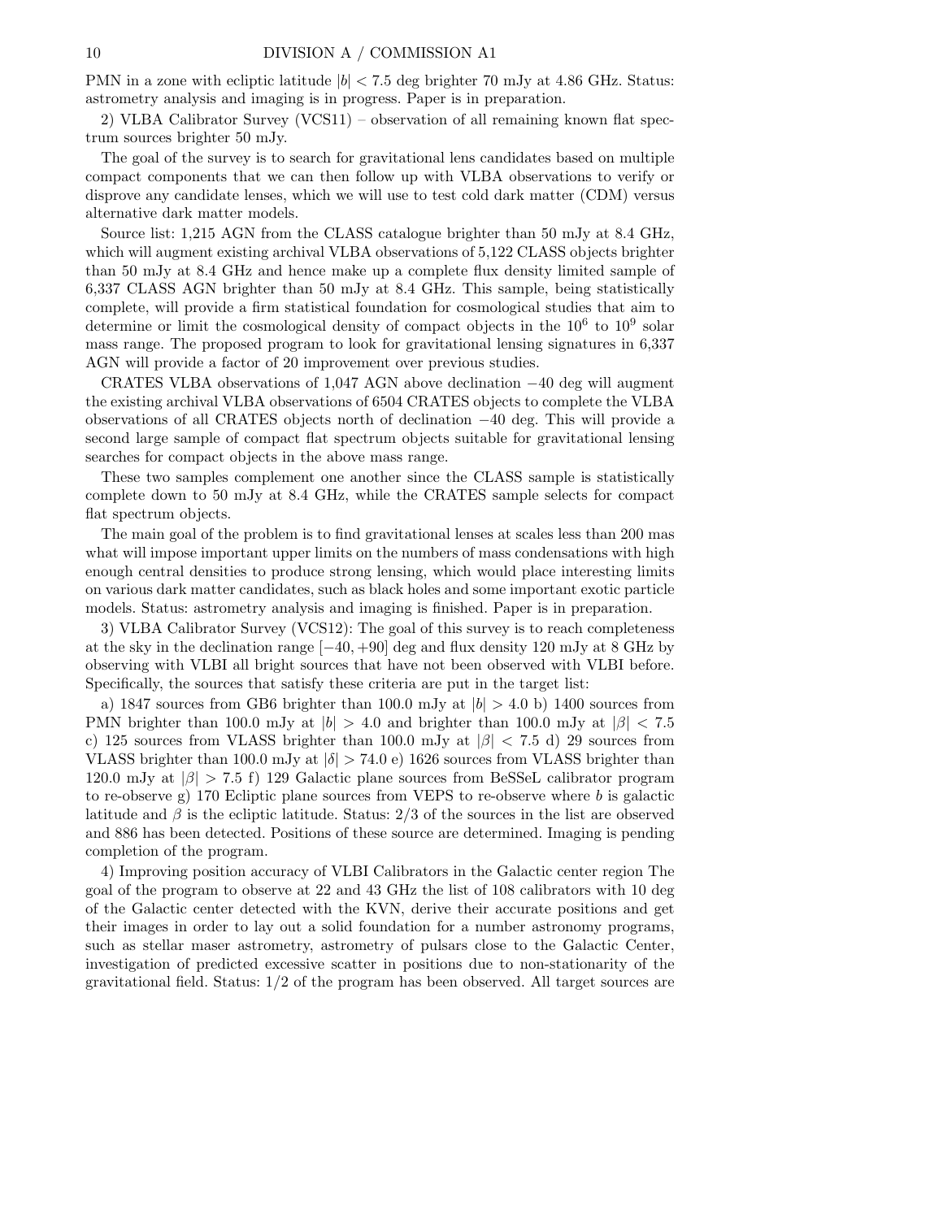PMN in a zone with ecliptic latitude $|b| < 7.5$ deg brighter 70 mJy at 4.86 GHz. Status: astrometry analysis and imaging is in progress. Paper is in preparation.

2) VLBA Calibrator Survey (VCS11) – observation of all remaining known flat spectrum sources brighter 50 mJy.

The goal of the survey is to search for gravitational lens candidates based on multiple compact components that we can then follow up with VLBA observations to verify or disprove any candidate lenses, which we will use to test cold dark matter (CDM) versus alternative dark matter models.

Source list: 1,215 AGN from the CLASS catalogue brighter than 50 mJy at 8.4 GHz, which will augment existing archival VLBA observations of 5,122 CLASS objects brighter than 50 mJy at 8.4 GHz and hence make up a complete flux density limited sample of 6,337 CLASS AGN brighter than 50 mJy at 8.4 GHz. This sample, being statistically complete, will provide a firm statistical foundation for cosmological studies that aim to determine or limit the cosmological density of compact objects in the $10^6$ to $10^9$ solar mass range. The proposed program to look for gravitational lensing signatures in 6,337 AGN will provide a factor of 20 improvement over previous studies.

CRATES VLBA observations of 1,047 AGN above declination $-40$ deg will augment the existing archival VLBA observations of 6504 CRATES objects to complete the VLBA observations of all CRATES objects north of declination $-40$ deg. This will provide a second large sample of compact flat spectrum objects suitable for gravitational lensing searches for compact objects in the above mass range.

These two samples complement one another since the CLASS sample is statistically complete down to 50 mJy at 8.4 GHz, while the CRATES sample selects for compact flat spectrum objects.

The main goal of the problem is to find gravitational lenses at scales less than 200 mas what will impose important upper limits on the numbers of mass condensations with high enough central densities to produce strong lensing, which would place interesting limits on various dark matter candidates, such as black holes and some important exotic particle models. Status: astrometry analysis and imaging is finished. Paper is in preparation.

3) VLBA Calibrator Survey (VCS12): The goal of this survey is to reach completeness at the sky in the declination range $[-40, +90]$ deg and flux density 120 mJy at 8 GHz by observing with VLBI all bright sources that have not been observed with VLBI before. Specifically, the sources that satisfy these criteria are put in the target list:

a) 1847 sources from GB6 brighter than 100.0 mJy at $|b| > 4.0$ b) 1400 sources from PMN brighter than 100.0 mJy at $|b| > 4.0$ and brighter than 100.0 mJy at $|\beta| < 7.5$ c) 125 sources from VLASS brighter than 100.0 mJy at $|\beta| < 7.5$ d) 29 sources from VLASS brighter than 100.0 mJy at $|\delta| > 74.0$ e) 1626 sources from VLASS brighter than 120.0 mJy at $|\beta| > 7.5$ f) 129 Galactic plane sources from BeSSeL calibrator program to re-observe g) 170 Ecliptic plane sources from VEPS to re-observe where $b$ is galactic latitude and $\beta$ is the ecliptic latitude. Status: 2/3 of the sources in the list are observed and 886 has been detected. Positions of these source are determined. Imaging is pending completion of the program.

4) Improving position accuracy of VLBI Calibrators in the Galactic center region The goal of the program to observe at 22 and 43 GHz the list of 108 calibrators with 10 deg of the Galactic center detected with the KVN, derive their accurate positions and get their images in order to lay out a solid foundation for a number astronomy programs, such as stellar maser astrometry, astrometry of pulsars close to the Galactic Center, investigation of predicted excessive scatter in positions due to non-stationarity of the gravitational field. Status: 1/2 of the program has been observed. All target sources are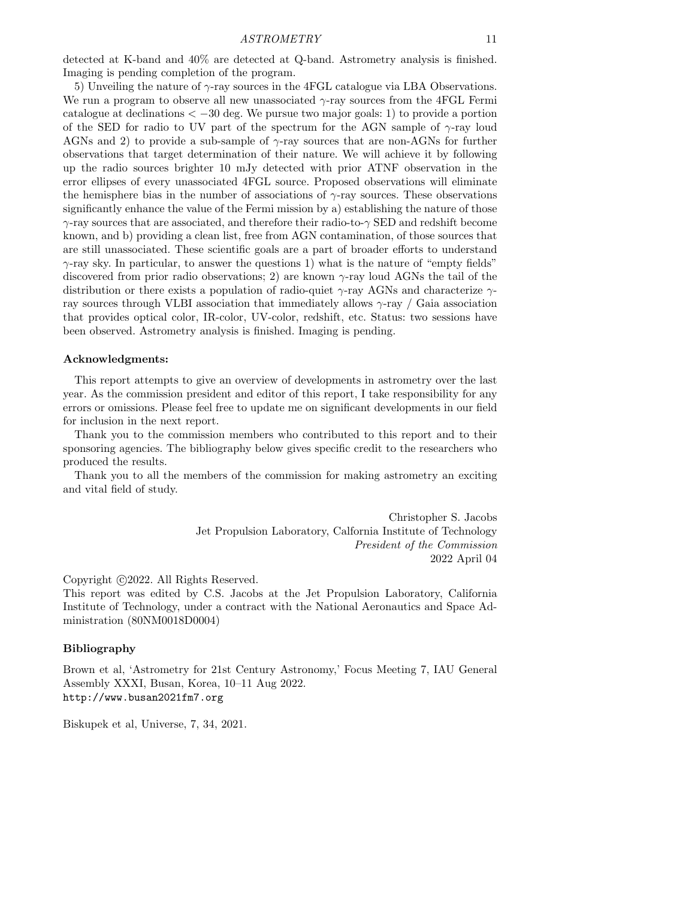detected at K-band and 40% are detected at Q-band. Astrometry analysis is finished. Imaging is pending completion of the program.

5) Unveiling the nature of $\gamma$-ray sources in the 4FGL catalogue via LBA Observations. We run a program to observe all new unassociated $\gamma$-ray sources from the 4FGL Fermi catalogue at declinations $< -30$ deg. We pursue two major goals: 1) to provide a portion of the SED for radio to UV part of the spectrum for the AGN sample of $\gamma$-ray loud AGNs and 2) to provide a sub-sample of $\gamma$-ray sources that are non-AGNs for further observations that target determination of their nature. We will achieve it by following up the radio sources brighter 10 mJy detected with prior ATNF observation in the error ellipses of every unassociated 4FGL source. Proposed observations will eliminate the hemisphere bias in the number of associations of $\gamma$-ray sources. These observations significantly enhance the value of the Fermi mission by a) establishing the nature of those $\gamma$-ray sources that are associated, and therefore their radio-to-$\gamma$ SED and redshift become known, and b) providing a clean list, free from AGN contamination, of those sources that are still unassociated. These scientific goals are a part of broader efforts to understand $\gamma$-ray sky. In particular, to answer the questions 1) what is the nature of "empty fields" discovered from prior radio observations; 2) are known $\gamma$-ray loud AGNs the tail of the distribution or there exists a population of radio-quiet $\gamma$-ray AGNs and characterize $\gamma$-ray sources through VLBI association that immediately allows $\gamma$-ray / Gaia association that provides optical color, IR-color, UV-color, redshift, etc. Status: two sessions have been observed. Astrometry analysis is finished. Imaging is pending.

**Acknowledgments:**

This report attempts to give an overview of developments in astrometry over the last year. As the commission president and editor of this report, I take responsibility for any errors or omissions. Please feel free to update me on significant developments in our field for inclusion in the next report.

Thank you to the commission members who contributed to this report and to their sponsoring agencies. The bibliography below gives specific credit to the researchers who produced the results.

Thank you to all the members of the commission for making astrometry an exciting and vital field of study.

Christopher S. Jacobs
Jet Propulsion Laboratory, Calfornia Institute of Technology
*President of the Commission*
2022 April 04

Copyright ©2022. All Rights Reserved.
This report was edited by C.S. Jacobs at the Jet Propulsion Laboratory, California Institute of Technology, under a contract with the National Aeronautics and Space Administration (80NM0018D0004)

**Bibliography**

Brown et al, 'Astrometry for 21st Century Astronomy,' Focus Meeting 7, IAU General Assembly XXXI, Busan, Korea, 10–11 Aug 2022.
http://www.busan2021fm7.org

Biskupek et al, Universe, 7, 34, 2021.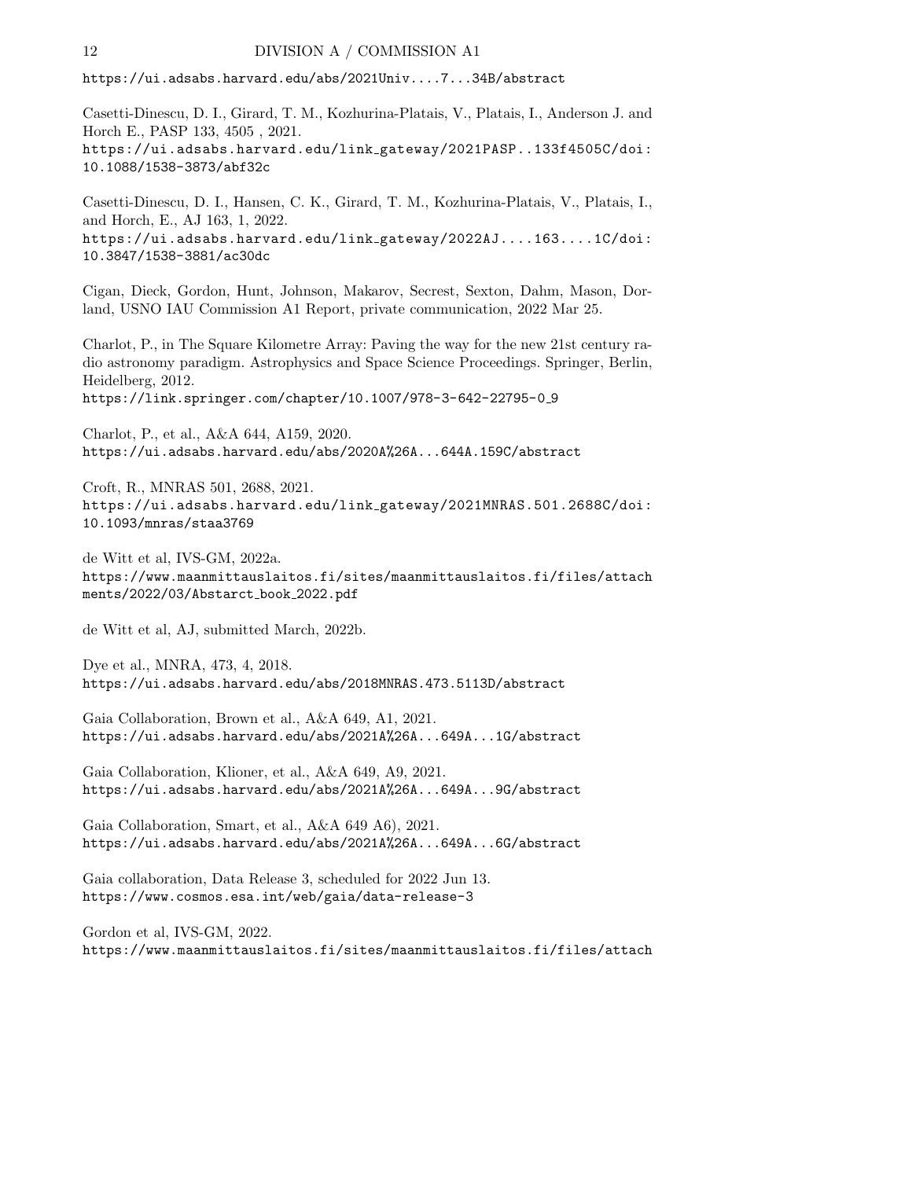https://ui.adsabs.harvard.edu/abs/2021Univ....7...34B/abstract

Casetti-Dinescu, D. I., Girard, T. M., Kozhurina-Platais, V., Platais, I., Anderson J. and Horch E., PASP 133, 4505 , 2021.
https://ui.adsabs.harvard.edu/link_gateway/2021PASP..133f4505C/doi:10.1088/1538-3873/abf32c

Casetti-Dinescu, D. I., Hansen, C. K., Girard, T. M., Kozhurina-Platais, V., Platais, I., and Horch, E., AJ 163, 1, 2022.
https://ui.adsabs.harvard.edu/link_gateway/2022AJ....163....1C/doi:10.3847/1538-3881/ac30dc

Cigan, Dieck, Gordon, Hunt, Johnson, Makarov, Secrest, Sexton, Dahm, Mason, Dorland, USNO IAU Commission A1 Report, private communication, 2022 Mar 25.

Charlot, P., in The Square Kilometre Array: Paving the way for the new 21st century radio astronomy paradigm. Astrophysics and Space Science Proceedings. Springer, Berlin, Heidelberg, 2012.
https://link.springer.com/chapter/10.1007/978-3-642-22795-0_9

Charlot, P., et al., A&A 644, A159, 2020.
https://ui.adsabs.harvard.edu/abs/2020A%26A...644A.159C/abstract

Croft, R., MNRAS 501, 2688, 2021.
https://ui.adsabs.harvard.edu/link_gateway/2021MNRAS.501.2688C/doi:10.1093/mnras/staa3769

de Witt et al, IVS-GM, 2022a.
https://www.maanmittauslaitos.fi/sites/maanmittauslaitos.fi/files/attachments/2022/03/Abstarct_book_2022.pdf

de Witt et al, AJ, submitted March, 2022b.

Dye et al., MNRA, 473, 4, 2018.
https://ui.adsabs.harvard.edu/abs/2018MNRAS.473.5113D/abstract

Gaia Collaboration, Brown et al., A&A 649, A1, 2021.
https://ui.adsabs.harvard.edu/abs/2021A%26A...649A...1G/abstract

Gaia Collaboration, Klioner, et al., A&A 649, A9, 2021.
https://ui.adsabs.harvard.edu/abs/2021A%26A...649A...9G/abstract

Gaia Collaboration, Smart, et al., A&A 649 A6), 2021.
https://ui.adsabs.harvard.edu/abs/2021A%26A...649A...6G/abstract

Gaia collaboration, Data Release 3, scheduled for 2022 Jun 13.
https://www.cosmos.esa.int/web/gaia/data-release-3

Gordon et al, IVS-GM, 2022.
https://www.maanmittauslaitos.fi/sites/maanmittauslaitos.fi/files/attach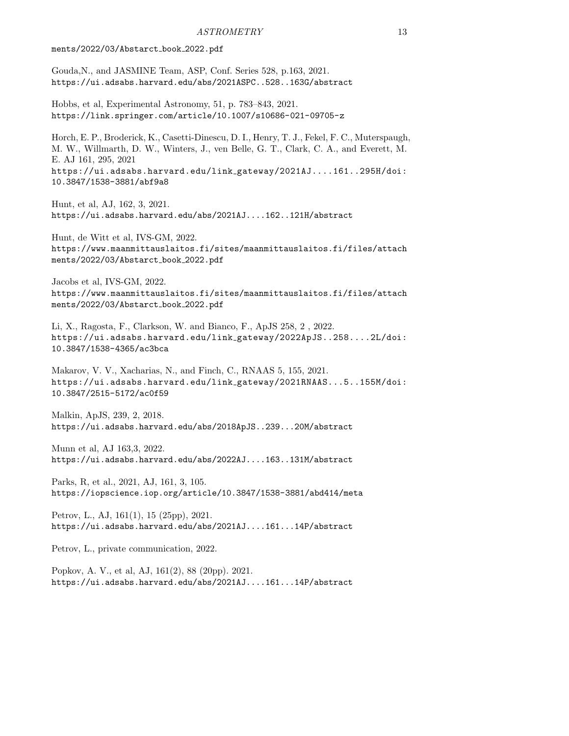ments/2022/03/Abstarct_book_2022.pdf

Gouda,N., and JASMINE Team, ASP, Conf. Series 528, p.163, 2021.
https://ui.adsabs.harvard.edu/abs/2021ASPC..528..163G/abstract

Hobbs, et al, Experimental Astronomy, 51, p. 783–843, 2021.
https://link.springer.com/article/10.1007/s10686-021-09705-z

Horch, E. P., Broderick, K., Casetti-Dinescu, D. I., Henry, T. J., Fekel, F. C., Muterspaugh, M. W., Willmarth, D. W., Winters, J., ven Belle, G. T., Clark, C. A., and Everett, M. E. AJ 161, 295, 2021
https://ui.adsabs.harvard.edu/link_gateway/2021AJ....161..295H/doi:10.3847/1538-3881/abf9a8

Hunt, et al, AJ, 162, 3, 2021.
https://ui.adsabs.harvard.edu/abs/2021AJ....162..121H/abstract

Hunt, de Witt et al, IVS-GM, 2022.
https://www.maanmittauslaitos.fi/sites/maanmittauslaitos.fi/files/attachments/2022/03/Abstarct_book_2022.pdf

Jacobs et al, IVS-GM, 2022.
https://www.maanmittauslaitos.fi/sites/maanmittauslaitos.fi/files/attachments/2022/03/Abstarct_book_2022.pdf

Li, X., Ragosta, F., Clarkson, W. and Bianco, F., ApJS 258, 2 , 2022.
https://ui.adsabs.harvard.edu/link_gateway/2022ApJS..258....2L/doi:10.3847/1538-4365/ac3bca

Makarov, V. V., Xacharias, N., and Finch, C., RNAAS 5, 155, 2021.
https://ui.adsabs.harvard.edu/link_gateway/2021RNAAS...5..155M/doi:10.3847/2515-5172/ac0f59

Malkin, ApJS, 239, 2, 2018.
https://ui.adsabs.harvard.edu/abs/2018ApJS..239...20M/abstract

Munn et al, AJ 163,3, 2022.
https://ui.adsabs.harvard.edu/abs/2022AJ....163..131M/abstract

Parks, R, et al., 2021, AJ, 161, 3, 105.
https://iopscience.iop.org/article/10.3847/1538-3881/abd414/meta

Petrov, L., AJ, 161(1), 15 (25pp), 2021.
https://ui.adsabs.harvard.edu/abs/2021AJ....161...14P/abstract

Petrov, L., private communication, 2022.

Popkov, A. V., et al, AJ, 161(2), 88 (20pp). 2021.
https://ui.adsabs.harvard.edu/abs/2021AJ....161...14P/abstract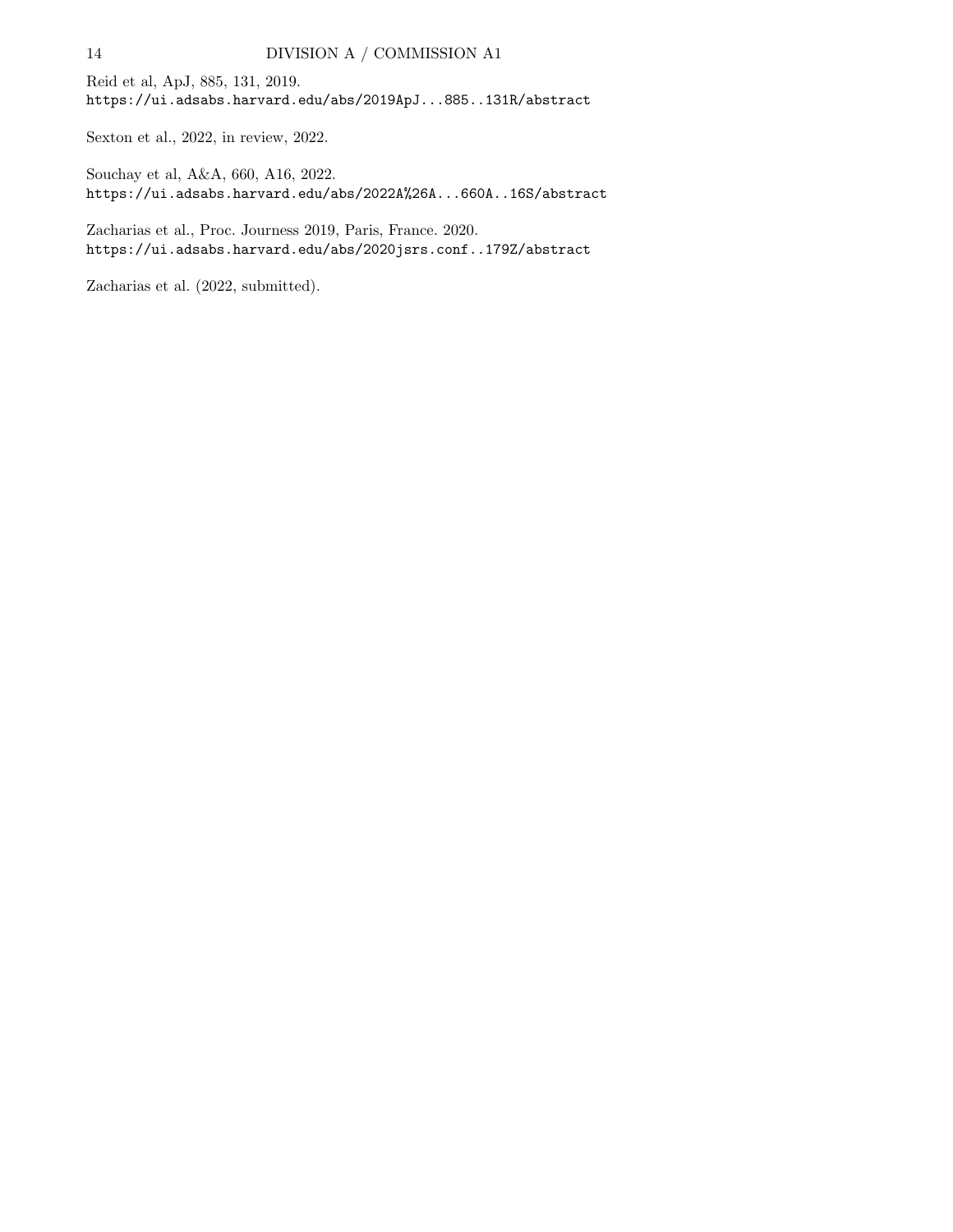Reid et al, ApJ, 885, 131, 2019.
https://ui.adsabs.harvard.edu/abs/2019ApJ...885..131R/abstract

Sexton et al., 2022, in review, 2022.

Souchay et al, A&A, 660, A16, 2022.
https://ui.adsabs.harvard.edu/abs/2022A%26A...660A..16S/abstract

Zacharias et al., Proc. Journess 2019, Paris, France. 2020.
https://ui.adsabs.harvard.edu/abs/2020jsrs.conf..179Z/abstract

Zacharias et al. (2022, submitted).